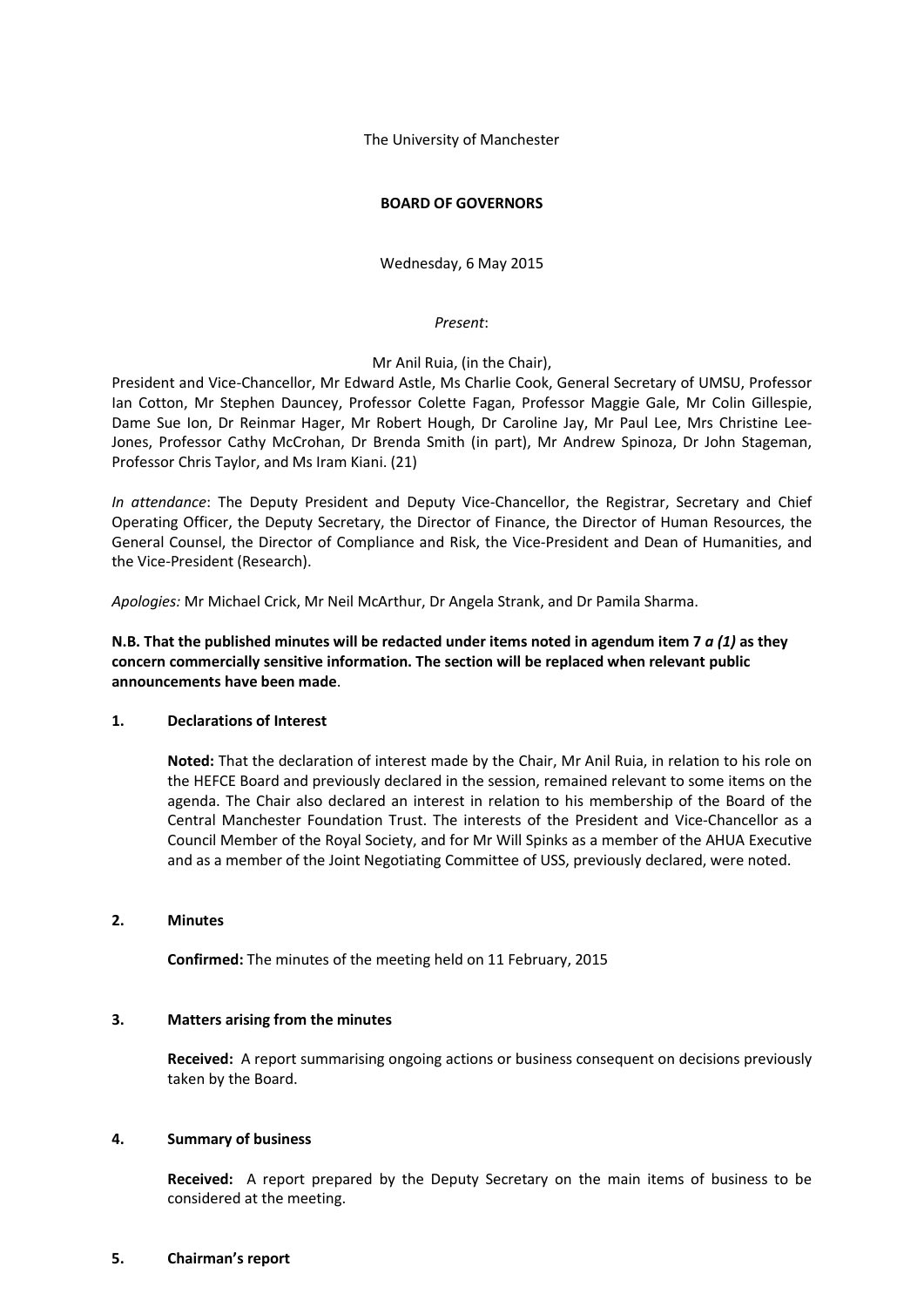The University of Manchester

**BOARD OF GOVERNORS**

Wednesday, 6 May 2015

*Present*:

Mr Anil Ruia, (in the Chair),

President and Vice-Chancellor, Mr Edward Astle, Ms Charlie Cook, General Secretary of UMSU, Professor Ian Cotton, Mr Stephen Dauncey, Professor Colette Fagan, Professor Maggie Gale, Mr Colin Gillespie, Dame Sue Ion, Dr Reinmar Hager, Mr Robert Hough, Dr Caroline Jay, Mr Paul Lee, Mrs Christine Lee-Jones, Professor Cathy McCrohan, Dr Brenda Smith (in part), Mr Andrew Spinoza, Dr John Stageman, Professor Chris Taylor, and Ms Iram Kiani. (21)

*In attendance*: The Deputy President and Deputy Vice-Chancellor, the Registrar, Secretary and Chief Operating Officer, the Deputy Secretary, the Director of Finance, the Director of Human Resources, the General Counsel, the Director of Compliance and Risk, the Vice-President and Dean of Humanities, and the Vice-President (Research).

*Apologies:* Mr Michael Crick, Mr Neil McArthur, Dr Angela Strank, and Dr Pamila Sharma.

**N.B. That the published minutes will be redacted under items noted in agendum item 7 *a (1)* as they concern commercially sensitive information. The section will be replaced when relevant public announcements have been made**.

## 1. Declarations of Interest

**Noted:** That the declaration of interest made by the Chair, Mr Anil Ruia, in relation to his role on the HEFCE Board and previously declared in the session, remained relevant to some items on the agenda. The Chair also declared an interest in relation to his membership of the Board of the Central Manchester Foundation Trust. The interests of the President and Vice-Chancellor as a Council Member of the Royal Society, and for Mr Will Spinks as a member of the AHUA Executive and as a member of the Joint Negotiating Committee of USS, previously declared, were noted.

## 2. Minutes

**Confirmed:** The minutes of the meeting held on 11 February, 2015

## 3. Matters arising from the minutes

**Received:** A report summarising ongoing actions or business consequent on decisions previously taken by the Board.

## 4. Summary of business

**Received:** A report prepared by the Deputy Secretary on the main items of business to be considered at the meeting.

## 5. Chairman's report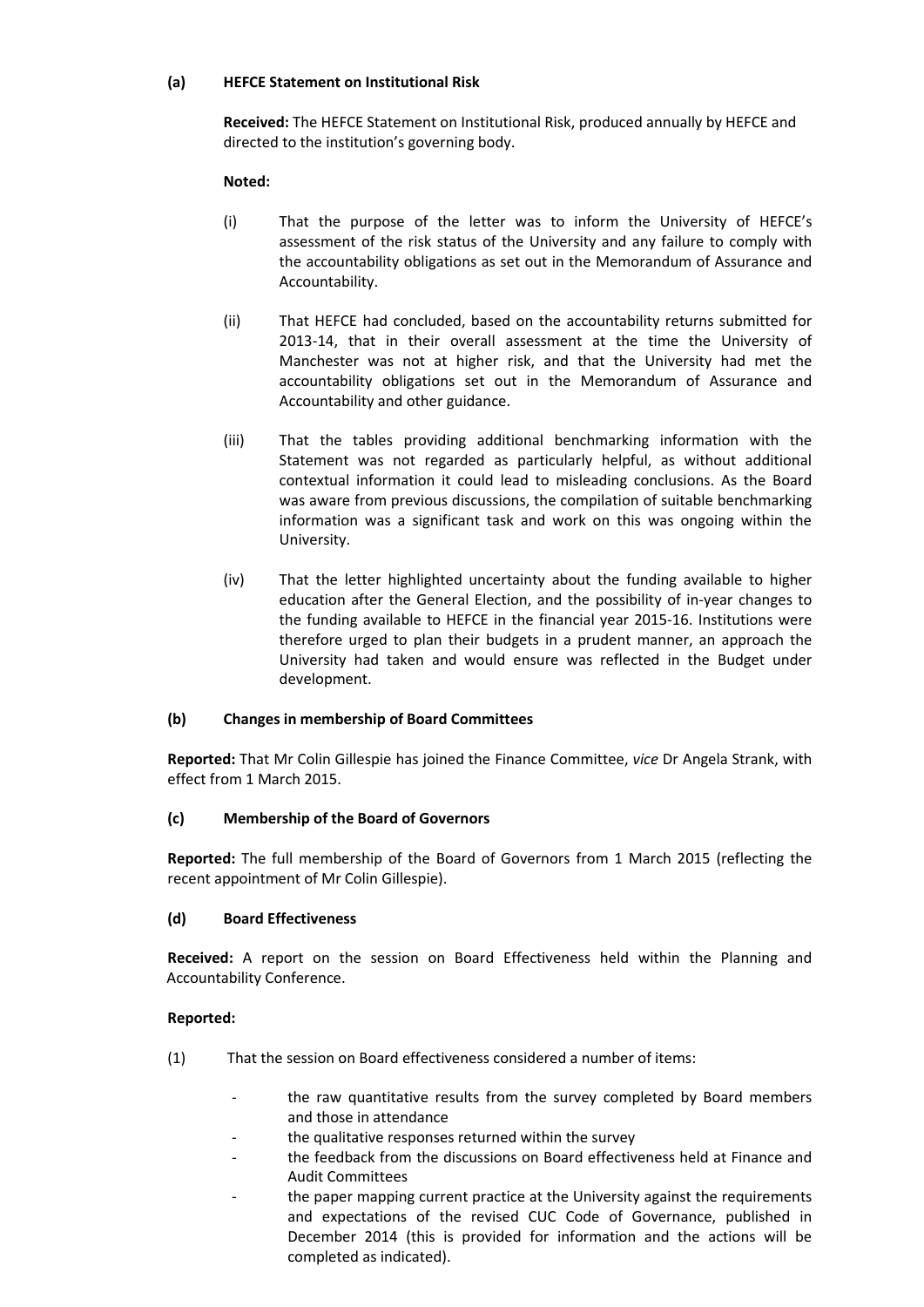**(a) HEFCE Statement on Institutional Risk**

**Received:** The HEFCE Statement on Institutional Risk, produced annually by HEFCE and directed to the institution's governing body.

**Noted:**

(i) That the purpose of the letter was to inform the University of HEFCE's assessment of the risk status of the University and any failure to comply with the accountability obligations as set out in the Memorandum of Assurance and Accountability.

(ii) That HEFCE had concluded, based on the accountability returns submitted for 2013-14, that in their overall assessment at the time the University of Manchester was not at higher risk, and that the University had met the accountability obligations set out in the Memorandum of Assurance and Accountability and other guidance.

(iii) That the tables providing additional benchmarking information with the Statement was not regarded as particularly helpful, as without additional contextual information it could lead to misleading conclusions. As the Board was aware from previous discussions, the compilation of suitable benchmarking information was a significant task and work on this was ongoing within the University.

(iv) That the letter highlighted uncertainty about the funding available to higher education after the General Election, and the possibility of in-year changes to the funding available to HEFCE in the financial year 2015-16. Institutions were therefore urged to plan their budgets in a prudent manner, an approach the University had taken and would ensure was reflected in the Budget under development.

**(b) Changes in membership of Board Committees**

**Reported:** That Mr Colin Gillespie has joined the Finance Committee, *vice* Dr Angela Strank, with effect from 1 March 2015.

**(c) Membership of the Board of Governors**

**Reported:** The full membership of the Board of Governors from 1 March 2015 (reflecting the recent appointment of Mr Colin Gillespie).

**(d) Board Effectiveness**

**Received:** A report on the session on Board Effectiveness held within the Planning and Accountability Conference.

**Reported:**

(1) That the session on Board effectiveness considered a number of items:

- the raw quantitative results from the survey completed by Board members and those in attendance
- the qualitative responses returned within the survey
- the feedback from the discussions on Board effectiveness held at Finance and Audit Committees
- the paper mapping current practice at the University against the requirements and expectations of the revised CUC Code of Governance, published in December 2014 (this is provided for information and the actions will be completed as indicated).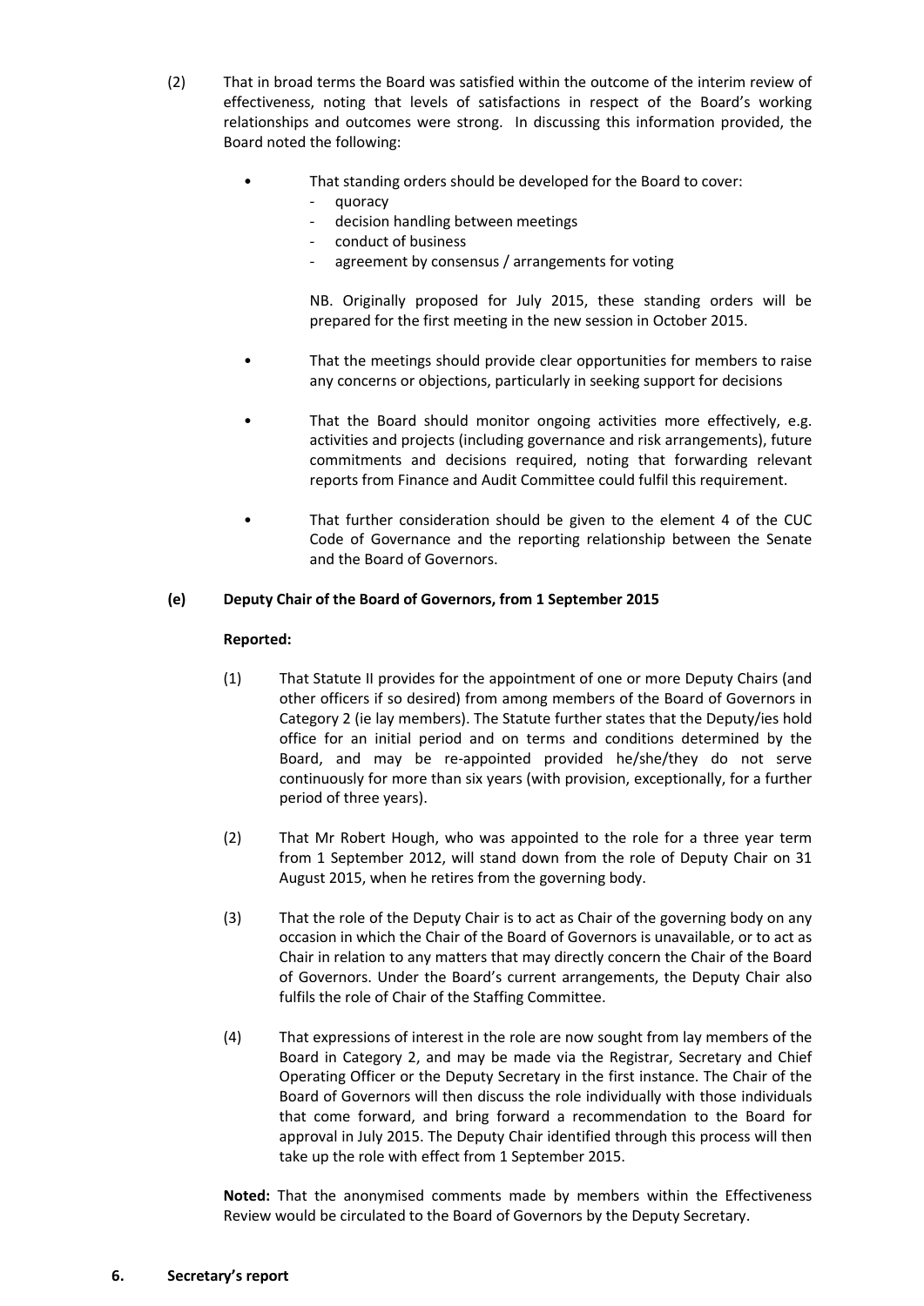(2) That in broad terms the Board was satisfied within the outcome of the interim review of effectiveness, noting that levels of satisfactions in respect of the Board's working relationships and outcomes were strong. In discussing this information provided, the Board noted the following:

- That standing orders should be developed for the Board to cover:
  - quoracy
  - decision handling between meetings
  - conduct of business
  - agreement by consensus / arrangements for voting

  NB. Originally proposed for July 2015, these standing orders will be prepared for the first meeting in the new session in October 2015.

- That the meetings should provide clear opportunities for members to raise any concerns or objections, particularly in seeking support for decisions

- That the Board should monitor ongoing activities more effectively, e.g. activities and projects (including governance and risk arrangements), future commitments and decisions required, noting that forwarding relevant reports from Finance and Audit Committee could fulfil this requirement.

- That further consideration should be given to the element 4 of the CUC Code of Governance and the reporting relationship between the Senate and the Board of Governors.

**(e) Deputy Chair of the Board of Governors, from 1 September 2015**

**Reported:**

(1) That Statute II provides for the appointment of one or more Deputy Chairs (and other officers if so desired) from among members of the Board of Governors in Category 2 (ie lay members). The Statute further states that the Deputy/ies hold office for an initial period and on terms and conditions determined by the Board, and may be re-appointed provided he/she/they do not serve continuously for more than six years (with provision, exceptionally, for a further period of three years).

(2) That Mr Robert Hough, who was appointed to the role for a three year term from 1 September 2012, will stand down from the role of Deputy Chair on 31 August 2015, when he retires from the governing body.

(3) That the role of the Deputy Chair is to act as Chair of the governing body on any occasion in which the Chair of the Board of Governors is unavailable, or to act as Chair in relation to any matters that may directly concern the Chair of the Board of Governors. Under the Board's current arrangements, the Deputy Chair also fulfils the role of Chair of the Staffing Committee.

(4) That expressions of interest in the role are now sought from lay members of the Board in Category 2, and may be made via the Registrar, Secretary and Chief Operating Officer or the Deputy Secretary in the first instance. The Chair of the Board of Governors will then discuss the role individually with those individuals that come forward, and bring forward a recommendation to the Board for approval in July 2015. The Deputy Chair identified through this process will then take up the role with effect from 1 September 2015.

**Noted:** That the anonymised comments made by members within the Effectiveness Review would be circulated to the Board of Governors by the Deputy Secretary.

**6. Secretary's report**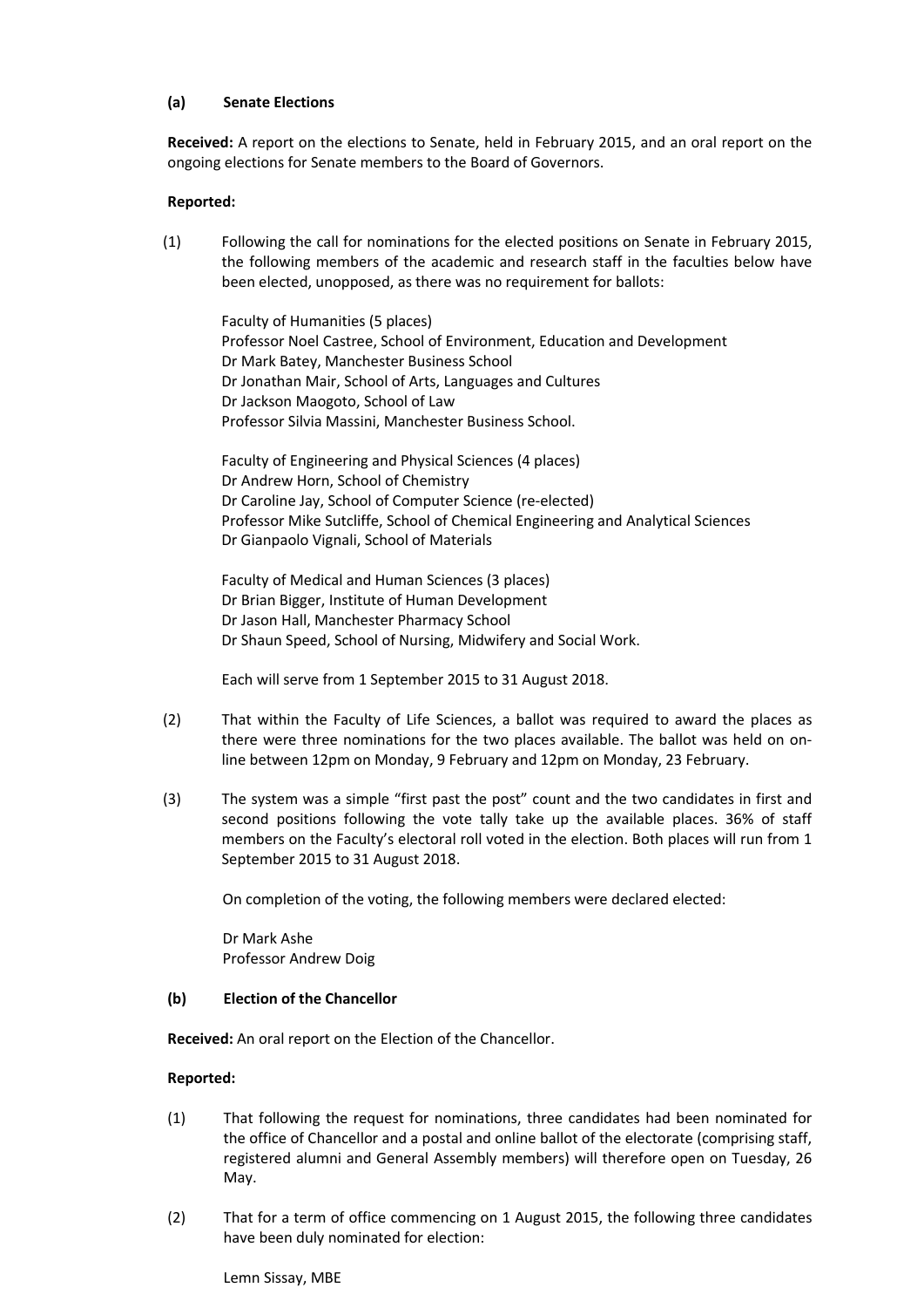**(a) Senate Elections**

**Received:** A report on the elections to Senate, held in February 2015, and an oral report on the ongoing elections for Senate members to the Board of Governors.

**Reported:**

(1) Following the call for nominations for the elected positions on Senate in February 2015, the following members of the academic and research staff in the faculties below have been elected, unopposed, as there was no requirement for ballots:

Faculty of Humanities (5 places)
Professor Noel Castree, School of Environment, Education and Development
Dr Mark Batey, Manchester Business School
Dr Jonathan Mair, School of Arts, Languages and Cultures
Dr Jackson Maogoto, School of Law
Professor Silvia Massini, Manchester Business School.

Faculty of Engineering and Physical Sciences (4 places)
Dr Andrew Horn, School of Chemistry
Dr Caroline Jay, School of Computer Science (re-elected)
Professor Mike Sutcliffe, School of Chemical Engineering and Analytical Sciences
Dr Gianpaolo Vignali, School of Materials

Faculty of Medical and Human Sciences (3 places)
Dr Brian Bigger, Institute of Human Development
Dr Jason Hall, Manchester Pharmacy School
Dr Shaun Speed, School of Nursing, Midwifery and Social Work.

Each will serve from 1 September 2015 to 31 August 2018.

(2) That within the Faculty of Life Sciences, a ballot was required to award the places as there were three nominations for the two places available. The ballot was held on on-line between 12pm on Monday, 9 February and 12pm on Monday, 23 February.

(3) The system was a simple "first past the post" count and the two candidates in first and second positions following the vote tally take up the available places. 36% of staff members on the Faculty's electoral roll voted in the election. Both places will run from 1 September 2015 to 31 August 2018.

On completion of the voting, the following members were declared elected:

Dr Mark Ashe
Professor Andrew Doig

**(b) Election of the Chancellor**

**Received:** An oral report on the Election of the Chancellor.

**Reported:**

(1) That following the request for nominations, three candidates had been nominated for the office of Chancellor and a postal and online ballot of the electorate (comprising staff, registered alumni and General Assembly members) will therefore open on Tuesday, 26 May.

(2) That for a term of office commencing on 1 August 2015, the following three candidates have been duly nominated for election:

Lemn Sissay, MBE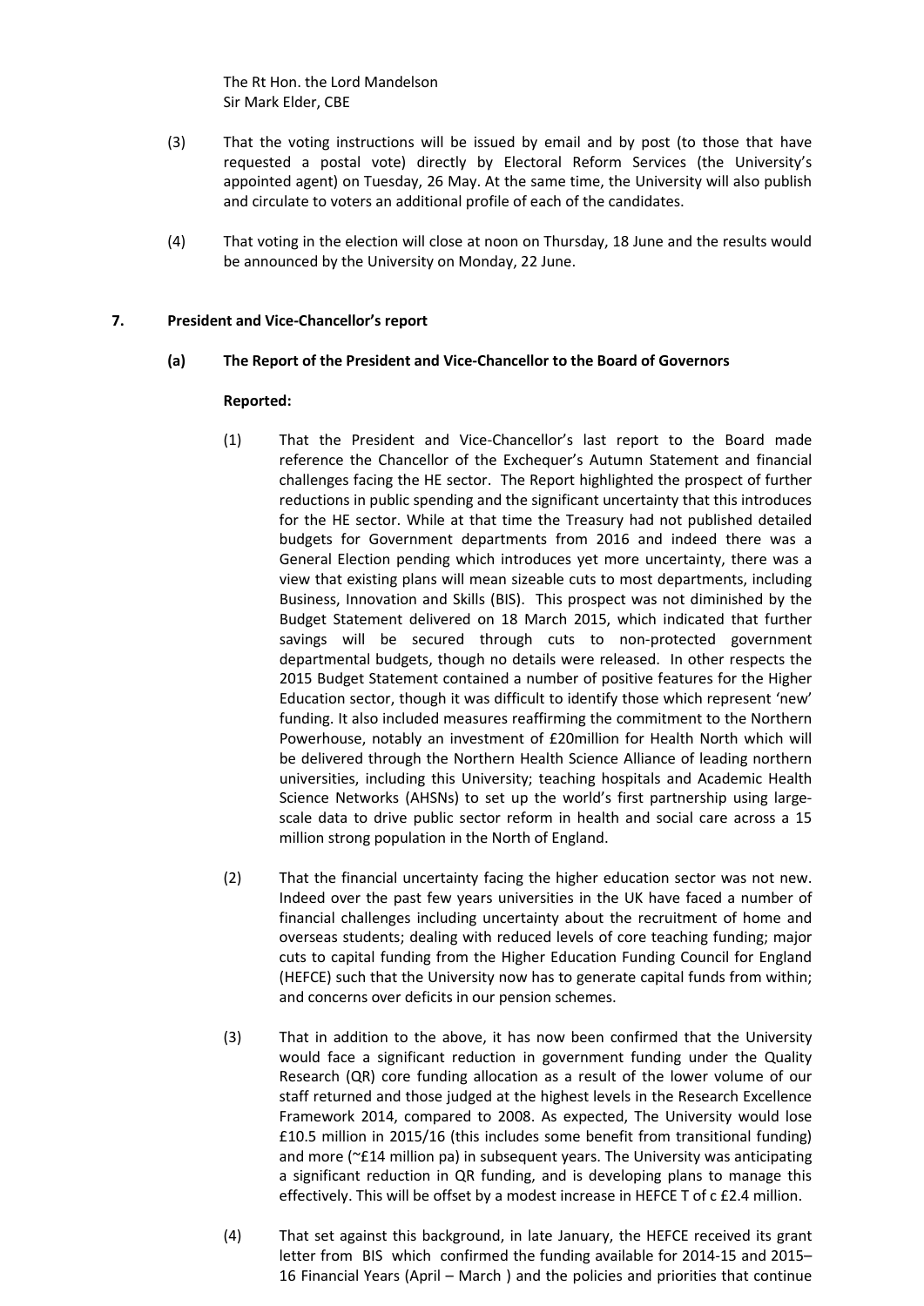The Rt Hon. the Lord Mandelson
Sir Mark Elder, CBE

(3) That the voting instructions will be issued by email and by post (to those that have requested a postal vote) directly by Electoral Reform Services (the University's appointed agent) on Tuesday, 26 May. At the same time, the University will also publish and circulate to voters an additional profile of each of the candidates.

(4) That voting in the election will close at noon on Thursday, 18 June and the results would be announced by the University on Monday, 22 June.

## 7. President and Vice-Chancellor's report

### (a) The Report of the President and Vice-Chancellor to the Board of Governors

**Reported:**

(1) That the President and Vice-Chancellor's last report to the Board made reference the Chancellor of the Exchequer's Autumn Statement and financial challenges facing the HE sector. The Report highlighted the prospect of further reductions in public spending and the significant uncertainty that this introduces for the HE sector. While at that time the Treasury had not published detailed budgets for Government departments from 2016 and indeed there was a General Election pending which introduces yet more uncertainty, there was a view that existing plans will mean sizeable cuts to most departments, including Business, Innovation and Skills (BIS). This prospect was not diminished by the Budget Statement delivered on 18 March 2015, which indicated that further savings will be secured through cuts to non-protected government departmental budgets, though no details were released. In other respects the 2015 Budget Statement contained a number of positive features for the Higher Education sector, though it was difficult to identify those which represent 'new' funding. It also included measures reaffirming the commitment to the Northern Powerhouse, notably an investment of £20million for Health North which will be delivered through the Northern Health Science Alliance of leading northern universities, including this University; teaching hospitals and Academic Health Science Networks (AHSNs) to set up the world's first partnership using large-scale data to drive public sector reform in health and social care across a 15 million strong population in the North of England.

(2) That the financial uncertainty facing the higher education sector was not new. Indeed over the past few years universities in the UK have faced a number of financial challenges including uncertainty about the recruitment of home and overseas students; dealing with reduced levels of core teaching funding; major cuts to capital funding from the Higher Education Funding Council for England (HEFCE) such that the University now has to generate capital funds from within; and concerns over deficits in our pension schemes.

(3) That in addition to the above, it has now been confirmed that the University would face a significant reduction in government funding under the Quality Research (QR) core funding allocation as a result of the lower volume of our staff returned and those judged at the highest levels in the Research Excellence Framework 2014, compared to 2008. As expected, The University would lose £10.5 million in 2015/16 (this includes some benefit from transitional funding) and more (~£14 million pa) in subsequent years. The University was anticipating a significant reduction in QR funding, and is developing plans to manage this effectively. This will be offset by a modest increase in HEFCE T of c £2.4 million.

(4) That set against this background, in late January, the HEFCE received its grant letter from BIS which confirmed the funding available for 2014-15 and 2015–16 Financial Years (April – March ) and the policies and priorities that continue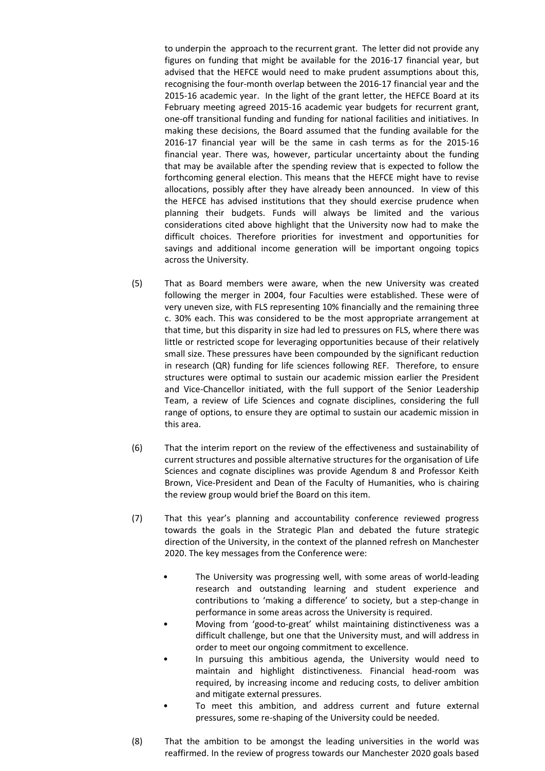to underpin the approach to the recurrent grant. The letter did not provide any figures on funding that might be available for the 2016-17 financial year, but advised that the HEFCE would need to make prudent assumptions about this, recognising the four-month overlap between the 2016-17 financial year and the 2015-16 academic year. In the light of the grant letter, the HEFCE Board at its February meeting agreed 2015-16 academic year budgets for recurrent grant, one-off transitional funding and funding for national facilities and initiatives. In making these decisions, the Board assumed that the funding available for the 2016-17 financial year will be the same in cash terms as for the 2015-16 financial year. There was, however, particular uncertainty about the funding that may be available after the spending review that is expected to follow the forthcoming general election. This means that the HEFCE might have to revise allocations, possibly after they have already been announced. In view of this the HEFCE has advised institutions that they should exercise prudence when planning their budgets. Funds will always be limited and the various considerations cited above highlight that the University now had to make the difficult choices. Therefore priorities for investment and opportunities for savings and additional income generation will be important ongoing topics across the University.

(5) That as Board members were aware, when the new University was created following the merger in 2004, four Faculties were established. These were of very uneven size, with FLS representing 10% financially and the remaining three c. 30% each. This was considered to be the most appropriate arrangement at that time, but this disparity in size had led to pressures on FLS, where there was little or restricted scope for leveraging opportunities because of their relatively small size. These pressures have been compounded by the significant reduction in research (QR) funding for life sciences following REF. Therefore, to ensure structures were optimal to sustain our academic mission earlier the President and Vice-Chancellor initiated, with the full support of the Senior Leadership Team, a review of Life Sciences and cognate disciplines, considering the full range of options, to ensure they are optimal to sustain our academic mission in this area.

(6) That the interim report on the review of the effectiveness and sustainability of current structures and possible alternative structures for the organisation of Life Sciences and cognate disciplines was provide Agendum 8 and Professor Keith Brown, Vice-President and Dean of the Faculty of Humanities, who is chairing the review group would brief the Board on this item.

(7) That this year's planning and accountability conference reviewed progress towards the goals in the Strategic Plan and debated the future strategic direction of the University, in the context of the planned refresh on Manchester 2020. The key messages from the Conference were:

- The University was progressing well, with some areas of world-leading research and outstanding learning and student experience and contributions to 'making a difference' to society, but a step-change in performance in some areas across the University is required.
- Moving from 'good-to-great' whilst maintaining distinctiveness was a difficult challenge, but one that the University must, and will address in order to meet our ongoing commitment to excellence.
- In pursuing this ambitious agenda, the University would need to maintain and highlight distinctiveness. Financial head-room was required, by increasing income and reducing costs, to deliver ambition and mitigate external pressures.
- To meet this ambition, and address current and future external pressures, some re-shaping of the University could be needed.

(8) That the ambition to be amongst the leading universities in the world was reaffirmed. In the review of progress towards our Manchester 2020 goals based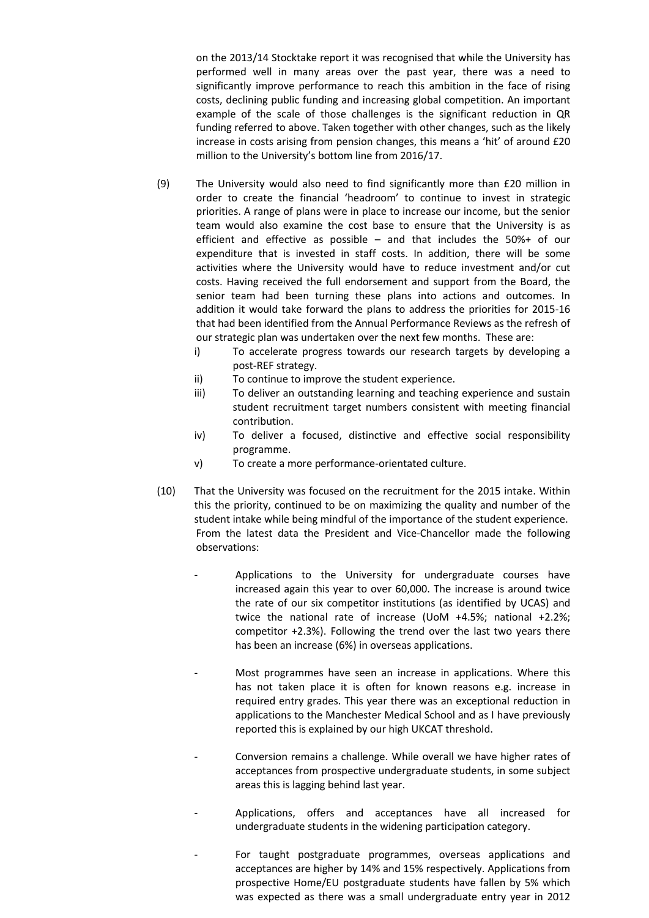on the 2013/14 Stocktake report it was recognised that while the University has performed well in many areas over the past year, there was a need to significantly improve performance to reach this ambition in the face of rising costs, declining public funding and increasing global competition. An important example of the scale of those challenges is the significant reduction in QR funding referred to above. Taken together with other changes, such as the likely increase in costs arising from pension changes, this means a 'hit' of around £20 million to the University's bottom line from 2016/17.

(9) The University would also need to find significantly more than £20 million in order to create the financial 'headroom' to continue to invest in strategic priorities. A range of plans were in place to increase our income, but the senior team would also examine the cost base to ensure that the University is as efficient and effective as possible – and that includes the 50%+ of our expenditure that is invested in staff costs. In addition, there will be some activities where the University would have to reduce investment and/or cut costs. Having received the full endorsement and support from the Board, the senior team had been turning these plans into actions and outcomes. In addition it would take forward the plans to address the priorities for 2015-16 that had been identified from the Annual Performance Reviews as the refresh of our strategic plan was undertaken over the next few months. These are:

i) To accelerate progress towards our research targets by developing a post-REF strategy.
ii) To continue to improve the student experience.
iii) To deliver an outstanding learning and teaching experience and sustain student recruitment target numbers consistent with meeting financial contribution.
iv) To deliver a focused, distinctive and effective social responsibility programme.
v) To create a more performance-orientated culture.

(10) That the University was focused on the recruitment for the 2015 intake. Within this the priority, continued to be on maximizing the quality and number of the student intake while being mindful of the importance of the student experience. From the latest data the President and Vice-Chancellor made the following observations:

- Applications to the University for undergraduate courses have increased again this year to over 60,000. The increase is around twice the rate of our six competitor institutions (as identified by UCAS) and twice the national rate of increase (UoM +4.5%; national +2.2%; competitor +2.3%). Following the trend over the last two years there has been an increase (6%) in overseas applications.

- Most programmes have seen an increase in applications. Where this has not taken place it is often for known reasons e.g. increase in required entry grades. This year there was an exceptional reduction in applications to the Manchester Medical School and as I have previously reported this is explained by our high UKCAT threshold.

- Conversion remains a challenge. While overall we have higher rates of acceptances from prospective undergraduate students, in some subject areas this is lagging behind last year.

- Applications, offers and acceptances have all increased for undergraduate students in the widening participation category.

- For taught postgraduate programmes, overseas applications and acceptances are higher by 14% and 15% respectively. Applications from prospective Home/EU postgraduate students have fallen by 5% which was expected as there was a small undergraduate entry year in 2012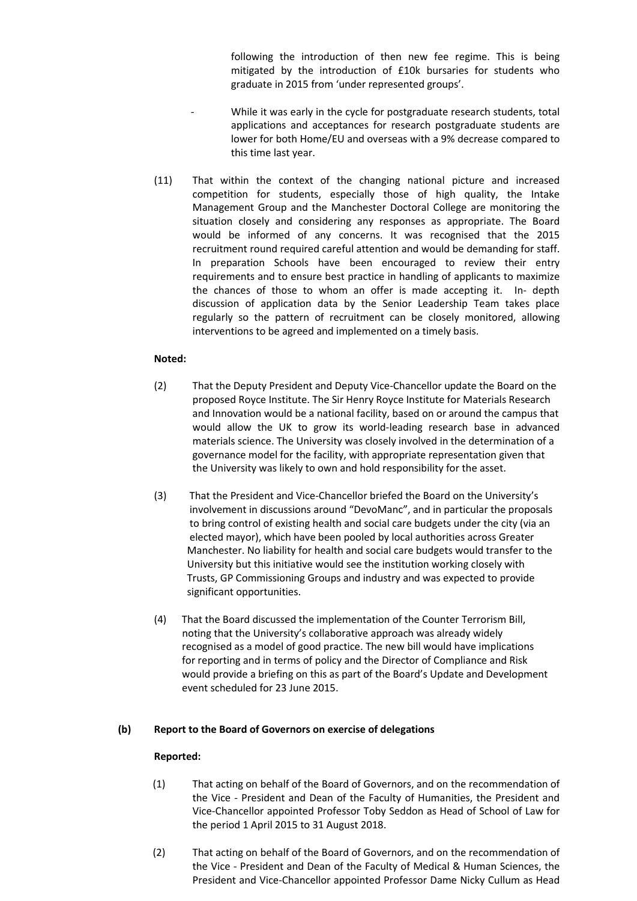following the introduction of then new fee regime. This is being mitigated by the introduction of £10k bursaries for students who graduate in 2015 from 'under represented groups'.

- While it was early in the cycle for postgraduate research students, total applications and acceptances for research postgraduate students are lower for both Home/EU and overseas with a 9% decrease compared to this time last year.

(11) That within the context of the changing national picture and increased competition for students, especially those of high quality, the Intake Management Group and the Manchester Doctoral College are monitoring the situation closely and considering any responses as appropriate. The Board would be informed of any concerns. It was recognised that the 2015 recruitment round required careful attention and would be demanding for staff. In preparation Schools have been encouraged to review their entry requirements and to ensure best practice in handling of applicants to maximize the chances of those to whom an offer is made accepting it. In- depth discussion of application data by the Senior Leadership Team takes place regularly so the pattern of recruitment can be closely monitored, allowing interventions to be agreed and implemented on a timely basis.

**Noted:**

(2) That the Deputy President and Deputy Vice-Chancellor update the Board on the proposed Royce Institute. The Sir Henry Royce Institute for Materials Research and Innovation would be a national facility, based on or around the campus that would allow the UK to grow its world-leading research base in advanced materials science. The University was closely involved in the determination of a governance model for the facility, with appropriate representation given that the University was likely to own and hold responsibility for the asset.

(3) That the President and Vice-Chancellor briefed the Board on the University's involvement in discussions around "DevoManc", and in particular the proposals to bring control of existing health and social care budgets under the city (via an elected mayor), which have been pooled by local authorities across Greater Manchester. No liability for health and social care budgets would transfer to the University but this initiative would see the institution working closely with Trusts, GP Commissioning Groups and industry and was expected to provide significant opportunities.

(4) That the Board discussed the implementation of the Counter Terrorism Bill, noting that the University's collaborative approach was already widely recognised as a model of good practice. The new bill would have implications for reporting and in terms of policy and the Director of Compliance and Risk would provide a briefing on this as part of the Board's Update and Development event scheduled for 23 June 2015.

**(b) Report to the Board of Governors on exercise of delegations**

**Reported:**

(1) That acting on behalf of the Board of Governors, and on the recommendation of the Vice - President and Dean of the Faculty of Humanities, the President and Vice-Chancellor appointed Professor Toby Seddon as Head of School of Law for the period 1 April 2015 to 31 August 2018.

(2) That acting on behalf of the Board of Governors, and on the recommendation of the Vice - President and Dean of the Faculty of Medical & Human Sciences, the President and Vice-Chancellor appointed Professor Dame Nicky Cullum as Head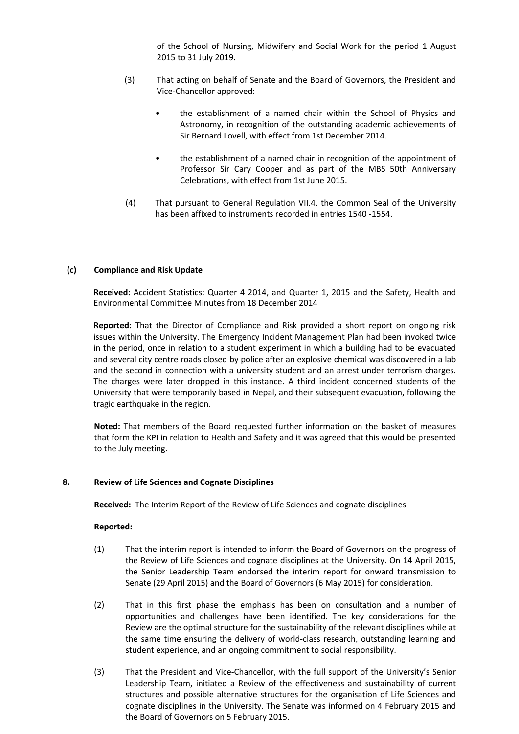of the School of Nursing, Midwifery and Social Work for the period 1 August 2015 to 31 July 2019.

(3) That acting on behalf of Senate and the Board of Governors, the President and Vice-Chancellor approved:

- the establishment of a named chair within the School of Physics and Astronomy, in recognition of the outstanding academic achievements of Sir Bernard Lovell, with effect from 1st December 2014.
- the establishment of a named chair in recognition of the appointment of Professor Sir Cary Cooper and as part of the MBS 50th Anniversary Celebrations, with effect from 1st June 2015.

(4) That pursuant to General Regulation VII.4, the Common Seal of the University has been affixed to instruments recorded in entries 1540 -1554.

**(c) Compliance and Risk Update**

**Received:** Accident Statistics: Quarter 4 2014, and Quarter 1, 2015 and the Safety, Health and Environmental Committee Minutes from 18 December 2014

**Reported:** That the Director of Compliance and Risk provided a short report on ongoing risk issues within the University. The Emergency Incident Management Plan had been invoked twice in the period, once in relation to a student experiment in which a building had to be evacuated and several city centre roads closed by police after an explosive chemical was discovered in a lab and the second in connection with a university student and an arrest under terrorism charges. The charges were later dropped in this instance. A third incident concerned students of the University that were temporarily based in Nepal, and their subsequent evacuation, following the tragic earthquake in the region.

**Noted:** That members of the Board requested further information on the basket of measures that form the KPI in relation to Health and Safety and it was agreed that this would be presented to the July meeting.

**8. Review of Life Sciences and Cognate Disciplines**

**Received:** The Interim Report of the Review of Life Sciences and cognate disciplines

**Reported:**

(1) That the interim report is intended to inform the Board of Governors on the progress of the Review of Life Sciences and cognate disciplines at the University. On 14 April 2015, the Senior Leadership Team endorsed the interim report for onward transmission to Senate (29 April 2015) and the Board of Governors (6 May 2015) for consideration.

(2) That in this first phase the emphasis has been on consultation and a number of opportunities and challenges have been identified. The key considerations for the Review are the optimal structure for the sustainability of the relevant disciplines while at the same time ensuring the delivery of world-class research, outstanding learning and student experience, and an ongoing commitment to social responsibility.

(3) That the President and Vice-Chancellor, with the full support of the University's Senior Leadership Team, initiated a Review of the effectiveness and sustainability of current structures and possible alternative structures for the organisation of Life Sciences and cognate disciplines in the University. The Senate was informed on 4 February 2015 and the Board of Governors on 5 February 2015.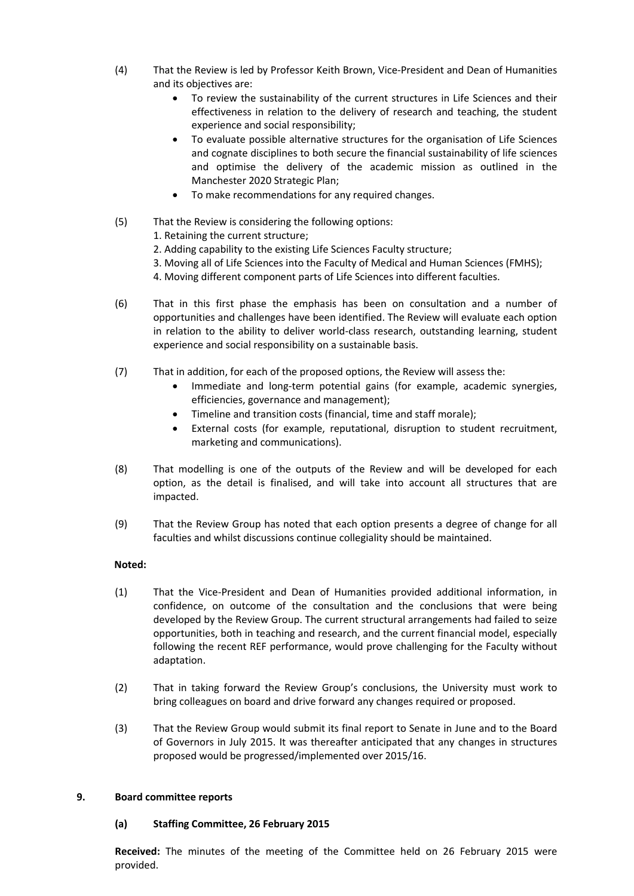(4) That the Review is led by Professor Keith Brown, Vice-President and Dean of Humanities and its objectives are:

- To review the sustainability of the current structures in Life Sciences and their effectiveness in relation to the delivery of research and teaching, the student experience and social responsibility;
- To evaluate possible alternative structures for the organisation of Life Sciences and cognate disciplines to both secure the financial sustainability of life sciences and optimise the delivery of the academic mission as outlined in the Manchester 2020 Strategic Plan;
- To make recommendations for any required changes.

(5) That the Review is considering the following options:

1. Retaining the current structure;
2. Adding capability to the existing Life Sciences Faculty structure;
3. Moving all of Life Sciences into the Faculty of Medical and Human Sciences (FMHS);
4. Moving different component parts of Life Sciences into different faculties.

(6) That in this first phase the emphasis has been on consultation and a number of opportunities and challenges have been identified. The Review will evaluate each option in relation to the ability to deliver world-class research, outstanding learning, student experience and social responsibility on a sustainable basis.

(7) That in addition, for each of the proposed options, the Review will assess the:

- Immediate and long-term potential gains (for example, academic synergies, efficiencies, governance and management);
- Timeline and transition costs (financial, time and staff morale);
- External costs (for example, reputational, disruption to student recruitment, marketing and communications).

(8) That modelling is one of the outputs of the Review and will be developed for each option, as the detail is finalised, and will take into account all structures that are impacted.

(9) That the Review Group has noted that each option presents a degree of change for all faculties and whilst discussions continue collegiality should be maintained.

**Noted:**

(1) That the Vice-President and Dean of Humanities provided additional information, in confidence, on outcome of the consultation and the conclusions that were being developed by the Review Group. The current structural arrangements had failed to seize opportunities, both in teaching and research, and the current financial model, especially following the recent REF performance, would prove challenging for the Faculty without adaptation.

(2) That in taking forward the Review Group's conclusions, the University must work to bring colleagues on board and drive forward any changes required or proposed.

(3) That the Review Group would submit its final report to Senate in June and to the Board of Governors in July 2015. It was thereafter anticipated that any changes in structures proposed would be progressed/implemented over 2015/16.

## 9. Board committee reports

### (a) Staffing Committee, 26 February 2015

**Received:** The minutes of the meeting of the Committee held on 26 February 2015 were provided.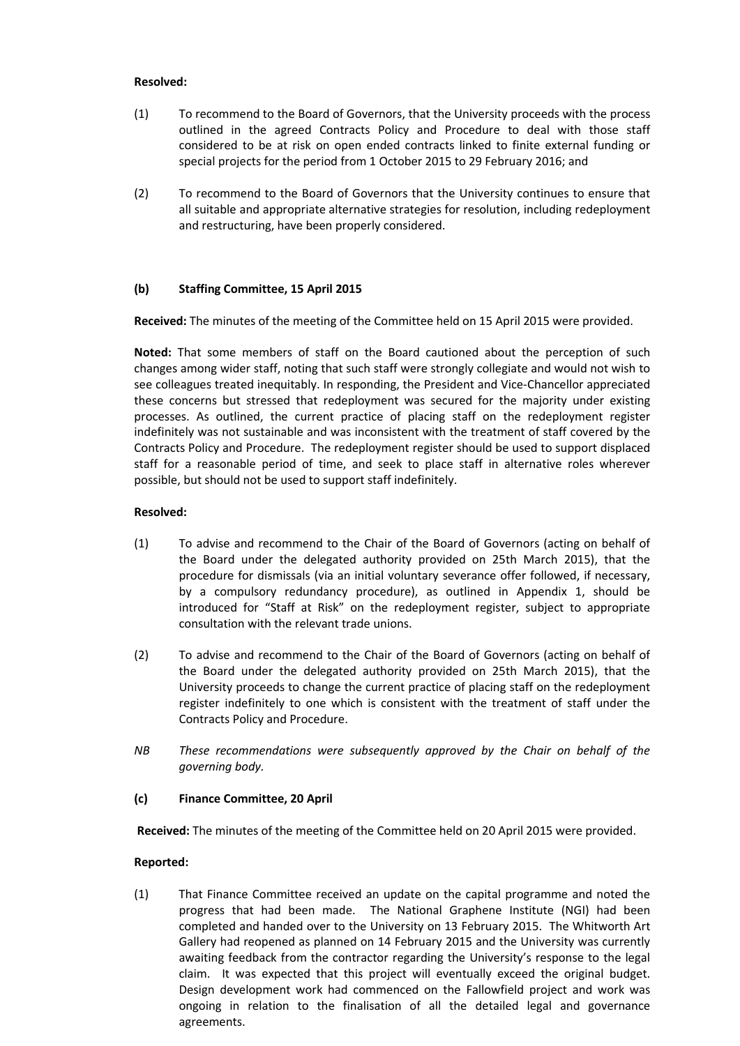**Resolved:**

(1) To recommend to the Board of Governors, that the University proceeds with the process outlined in the agreed Contracts Policy and Procedure to deal with those staff considered to be at risk on open ended contracts linked to finite external funding or special projects for the period from 1 October 2015 to 29 February 2016; and

(2) To recommend to the Board of Governors that the University continues to ensure that all suitable and appropriate alternative strategies for resolution, including redeployment and restructuring, have been properly considered.

**(b) Staffing Committee, 15 April 2015**

**Received:** The minutes of the meeting of the Committee held on 15 April 2015 were provided.

**Noted:** That some members of staff on the Board cautioned about the perception of such changes among wider staff, noting that such staff were strongly collegiate and would not wish to see colleagues treated inequitably. In responding, the President and Vice-Chancellor appreciated these concerns but stressed that redeployment was secured for the majority under existing processes. As outlined, the current practice of placing staff on the redeployment register indefinitely was not sustainable and was inconsistent with the treatment of staff covered by the Contracts Policy and Procedure. The redeployment register should be used to support displaced staff for a reasonable period of time, and seek to place staff in alternative roles wherever possible, but should not be used to support staff indefinitely.

**Resolved:**

(1) To advise and recommend to the Chair of the Board of Governors (acting on behalf of the Board under the delegated authority provided on 25th March 2015), that the procedure for dismissals (via an initial voluntary severance offer followed, if necessary, by a compulsory redundancy procedure), as outlined in Appendix 1, should be introduced for "Staff at Risk" on the redeployment register, subject to appropriate consultation with the relevant trade unions.

(2) To advise and recommend to the Chair of the Board of Governors (acting on behalf of the Board under the delegated authority provided on 25th March 2015), that the University proceeds to change the current practice of placing staff on the redeployment register indefinitely to one which is consistent with the treatment of staff under the Contracts Policy and Procedure.

*NB These recommendations were subsequently approved by the Chair on behalf of the governing body.*

**(c) Finance Committee, 20 April**

**Received:** The minutes of the meeting of the Committee held on 20 April 2015 were provided.

**Reported:**

(1) That Finance Committee received an update on the capital programme and noted the progress that had been made. The National Graphene Institute (NGI) had been completed and handed over to the University on 13 February 2015. The Whitworth Art Gallery had reopened as planned on 14 February 2015 and the University was currently awaiting feedback from the contractor regarding the University's response to the legal claim. It was expected that this project will eventually exceed the original budget. Design development work had commenced on the Fallowfield project and work was ongoing in relation to the finalisation of all the detailed legal and governance agreements.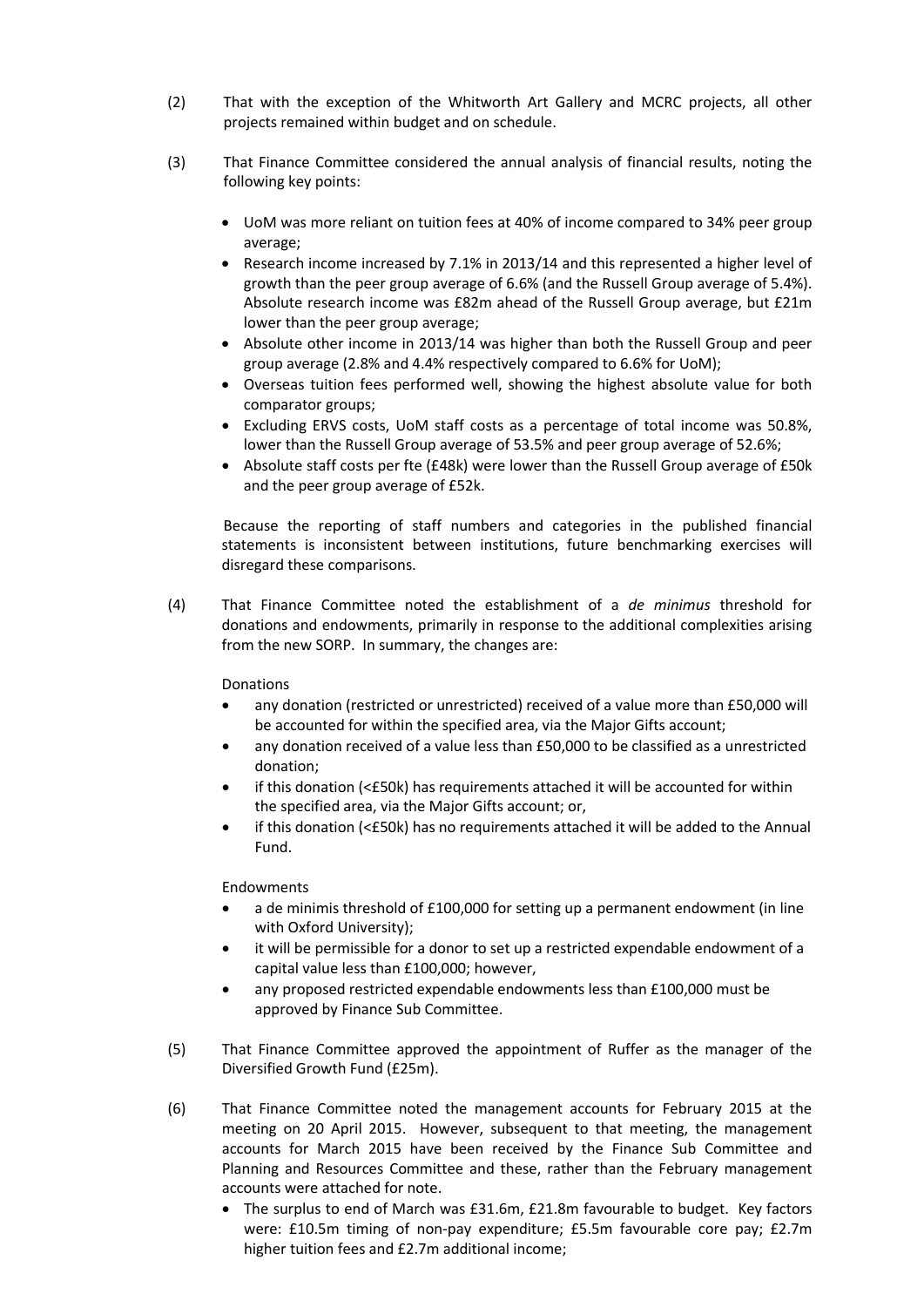(2) That with the exception of the Whitworth Art Gallery and MCRC projects, all other projects remained within budget and on schedule.

(3) That Finance Committee considered the annual analysis of financial results, noting the following key points:

- UoM was more reliant on tuition fees at 40% of income compared to 34% peer group average;
- Research income increased by 7.1% in 2013/14 and this represented a higher level of growth than the peer group average of 6.6% (and the Russell Group average of 5.4%). Absolute research income was £82m ahead of the Russell Group average, but £21m lower than the peer group average;
- Absolute other income in 2013/14 was higher than both the Russell Group and peer group average (2.8% and 4.4% respectively compared to 6.6% for UoM);
- Overseas tuition fees performed well, showing the highest absolute value for both comparator groups;
- Excluding ERVS costs, UoM staff costs as a percentage of total income was 50.8%, lower than the Russell Group average of 53.5% and peer group average of 52.6%;
- Absolute staff costs per fte (£48k) were lower than the Russell Group average of £50k and the peer group average of £52k.

Because the reporting of staff numbers and categories in the published financial statements is inconsistent between institutions, future benchmarking exercises will disregard these comparisons.

(4) That Finance Committee noted the establishment of a *de minimus* threshold for donations and endowments, primarily in response to the additional complexities arising from the new SORP. In summary, the changes are:

Donations

- any donation (restricted or unrestricted) received of a value more than £50,000 will be accounted for within the specified area, via the Major Gifts account;
- any donation received of a value less than £50,000 to be classified as a unrestricted donation;
- if this donation (<£50k) has requirements attached it will be accounted for within the specified area, via the Major Gifts account; or,
- if this donation (<£50k) has no requirements attached it will be added to the Annual Fund.

Endowments

- a de minimis threshold of £100,000 for setting up a permanent endowment (in line with Oxford University);
- it will be permissible for a donor to set up a restricted expendable endowment of a capital value less than £100,000; however,
- any proposed restricted expendable endowments less than £100,000 must be approved by Finance Sub Committee.

(5) That Finance Committee approved the appointment of Ruffer as the manager of the Diversified Growth Fund (£25m).

(6) That Finance Committee noted the management accounts for February 2015 at the meeting on 20 April 2015. However, subsequent to that meeting, the management accounts for March 2015 have been received by the Finance Sub Committee and Planning and Resources Committee and these, rather than the February management accounts were attached for note.

- The surplus to end of March was £31.6m, £21.8m favourable to budget. Key factors were: £10.5m timing of non-pay expenditure; £5.5m favourable core pay; £2.7m higher tuition fees and £2.7m additional income;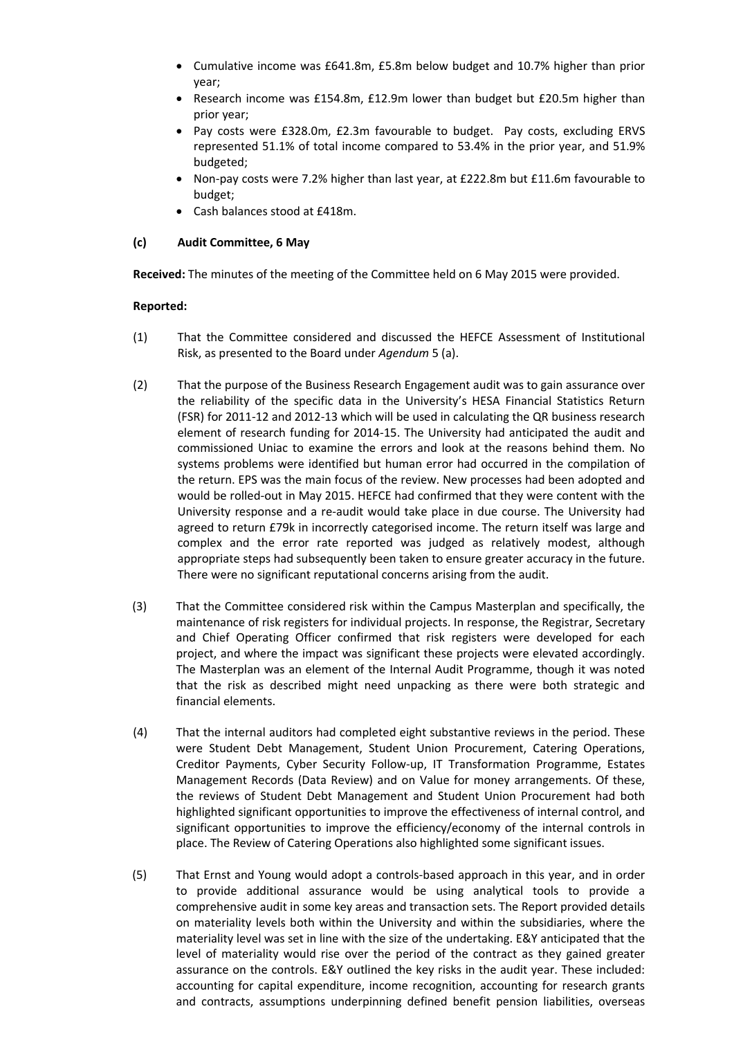- Cumulative income was £641.8m, £5.8m below budget and 10.7% higher than prior year;
- Research income was £154.8m, £12.9m lower than budget but £20.5m higher than prior year;
- Pay costs were £328.0m, £2.3m favourable to budget. Pay costs, excluding ERVS represented 51.1% of total income compared to 53.4% in the prior year, and 51.9% budgeted;
- Non-pay costs were 7.2% higher than last year, at £222.8m but £11.6m favourable to budget;
- Cash balances stood at £418m.

**(c) Audit Committee, 6 May**

**Received:** The minutes of the meeting of the Committee held on 6 May 2015 were provided.

**Reported:**

(1) That the Committee considered and discussed the HEFCE Assessment of Institutional Risk, as presented to the Board under *Agendum* 5 (a).

(2) That the purpose of the Business Research Engagement audit was to gain assurance over the reliability of the specific data in the University's HESA Financial Statistics Return (FSR) for 2011-12 and 2012-13 which will be used in calculating the QR business research element of research funding for 2014-15. The University had anticipated the audit and commissioned Uniac to examine the errors and look at the reasons behind them. No systems problems were identified but human error had occurred in the compilation of the return. EPS was the main focus of the review. New processes had been adopted and would be rolled-out in May 2015. HEFCE had confirmed that they were content with the University response and a re-audit would take place in due course. The University had agreed to return £79k in incorrectly categorised income. The return itself was large and complex and the error rate reported was judged as relatively modest, although appropriate steps had subsequently been taken to ensure greater accuracy in the future. There were no significant reputational concerns arising from the audit.

(3) That the Committee considered risk within the Campus Masterplan and specifically, the maintenance of risk registers for individual projects. In response, the Registrar, Secretary and Chief Operating Officer confirmed that risk registers were developed for each project, and where the impact was significant these projects were elevated accordingly. The Masterplan was an element of the Internal Audit Programme, though it was noted that the risk as described might need unpacking as there were both strategic and financial elements.

(4) That the internal auditors had completed eight substantive reviews in the period. These were Student Debt Management, Student Union Procurement, Catering Operations, Creditor Payments, Cyber Security Follow-up, IT Transformation Programme, Estates Management Records (Data Review) and on Value for money arrangements. Of these, the reviews of Student Debt Management and Student Union Procurement had both highlighted significant opportunities to improve the effectiveness of internal control, and significant opportunities to improve the efficiency/economy of the internal controls in place. The Review of Catering Operations also highlighted some significant issues.

(5) That Ernst and Young would adopt a controls-based approach in this year, and in order to provide additional assurance would be using analytical tools to provide a comprehensive audit in some key areas and transaction sets. The Report provided details on materiality levels both within the University and within the subsidiaries, where the materiality level was set in line with the size of the undertaking. E&Y anticipated that the level of materiality would rise over the period of the contract as they gained greater assurance on the controls. E&Y outlined the key risks in the audit year. These included: accounting for capital expenditure, income recognition, accounting for research grants and contracts, assumptions underpinning defined benefit pension liabilities, overseas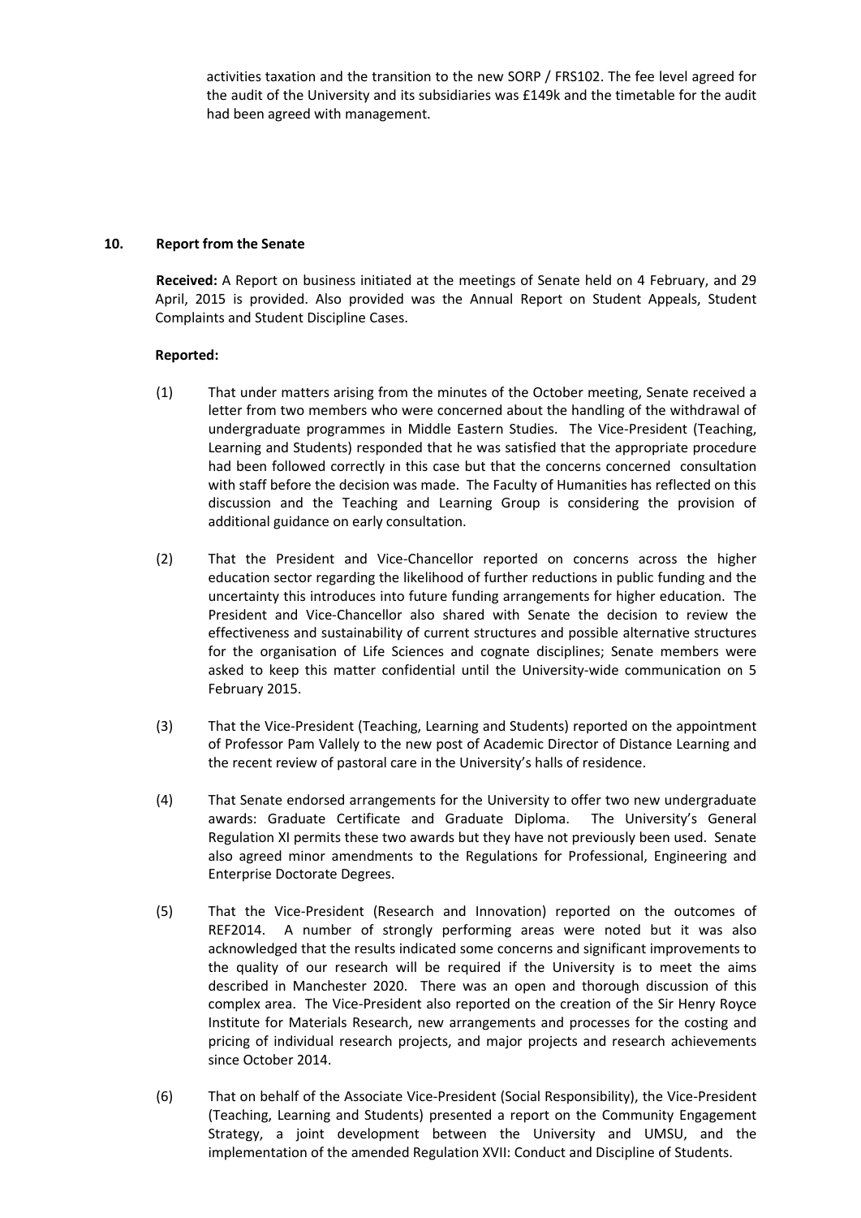activities taxation and the transition to the new SORP / FRS102. The fee level agreed for the audit of the University and its subsidiaries was £149k and the timetable for the audit had been agreed with management.

## 10. Report from the Senate

**Received:** A Report on business initiated at the meetings of Senate held on 4 February, and 29 April, 2015 is provided. Also provided was the Annual Report on Student Appeals, Student Complaints and Student Discipline Cases.

**Reported:**

(1) That under matters arising from the minutes of the October meeting, Senate received a letter from two members who were concerned about the handling of the withdrawal of undergraduate programmes in Middle Eastern Studies. The Vice-President (Teaching, Learning and Students) responded that he was satisfied that the appropriate procedure had been followed correctly in this case but that the concerns concerned consultation with staff before the decision was made. The Faculty of Humanities has reflected on this discussion and the Teaching and Learning Group is considering the provision of additional guidance on early consultation.

(2) That the President and Vice-Chancellor reported on concerns across the higher education sector regarding the likelihood of further reductions in public funding and the uncertainty this introduces into future funding arrangements for higher education. The President and Vice-Chancellor also shared with Senate the decision to review the effectiveness and sustainability of current structures and possible alternative structures for the organisation of Life Sciences and cognate disciplines; Senate members were asked to keep this matter confidential until the University-wide communication on 5 February 2015.

(3) That the Vice-President (Teaching, Learning and Students) reported on the appointment of Professor Pam Vallely to the new post of Academic Director of Distance Learning and the recent review of pastoral care in the University's halls of residence.

(4) That Senate endorsed arrangements for the University to offer two new undergraduate awards: Graduate Certificate and Graduate Diploma. The University's General Regulation XI permits these two awards but they have not previously been used. Senate also agreed minor amendments to the Regulations for Professional, Engineering and Enterprise Doctorate Degrees.

(5) That the Vice-President (Research and Innovation) reported on the outcomes of REF2014. A number of strongly performing areas were noted but it was also acknowledged that the results indicated some concerns and significant improvements to the quality of our research will be required if the University is to meet the aims described in Manchester 2020. There was an open and thorough discussion of this complex area. The Vice-President also reported on the creation of the Sir Henry Royce Institute for Materials Research, new arrangements and processes for the costing and pricing of individual research projects, and major projects and research achievements since October 2014.

(6) That on behalf of the Associate Vice-President (Social Responsibility), the Vice-President (Teaching, Learning and Students) presented a report on the Community Engagement Strategy, a joint development between the University and UMSU, and the implementation of the amended Regulation XVII: Conduct and Discipline of Students.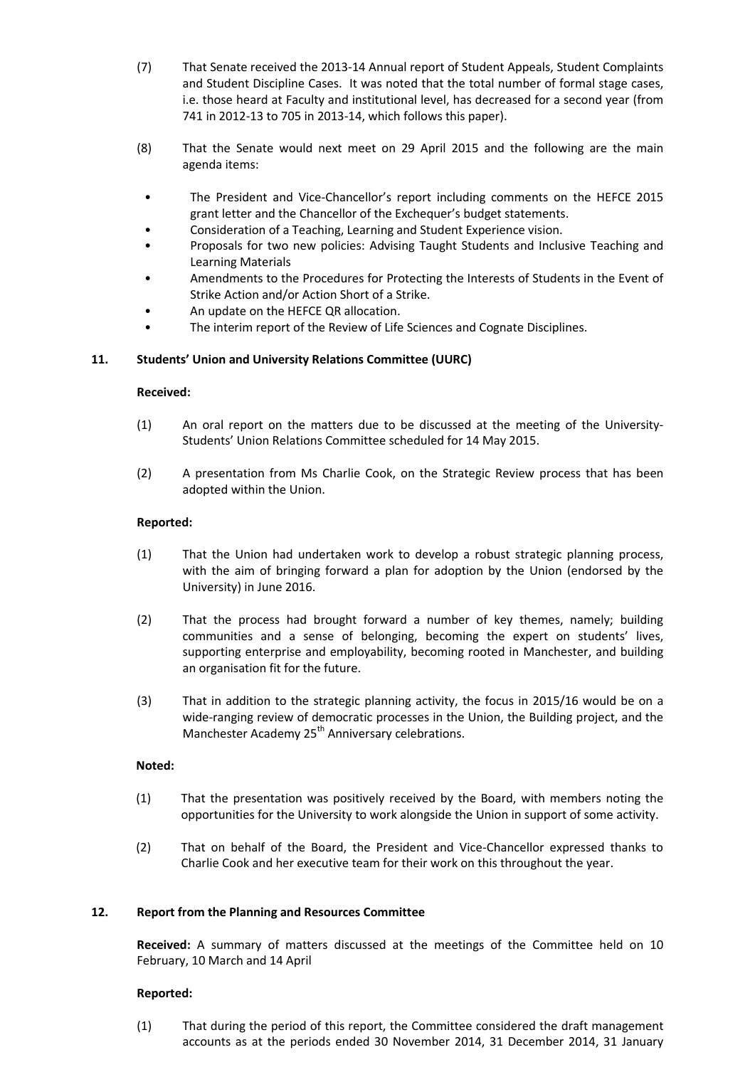(7) That Senate received the 2013-14 Annual report of Student Appeals, Student Complaints and Student Discipline Cases. It was noted that the total number of formal stage cases, i.e. those heard at Faculty and institutional level, has decreased for a second year (from 741 in 2012-13 to 705 in 2013-14, which follows this paper).

(8) That the Senate would next meet on 29 April 2015 and the following are the main agenda items:

- The President and Vice-Chancellor's report including comments on the HEFCE 2015 grant letter and the Chancellor of the Exchequer's budget statements.
- Consideration of a Teaching, Learning and Student Experience vision.
- Proposals for two new policies: Advising Taught Students and Inclusive Teaching and Learning Materials
- Amendments to the Procedures for Protecting the Interests of Students in the Event of Strike Action and/or Action Short of a Strike.
- An update on the HEFCE QR allocation.
- The interim report of the Review of Life Sciences and Cognate Disciplines.

## 11. Students' Union and University Relations Committee (UURC)

**Received:**

(1) An oral report on the matters due to be discussed at the meeting of the University-Students' Union Relations Committee scheduled for 14 May 2015.

(2) A presentation from Ms Charlie Cook, on the Strategic Review process that has been adopted within the Union.

**Reported:**

(1) That the Union had undertaken work to develop a robust strategic planning process, with the aim of bringing forward a plan for adoption by the Union (endorsed by the University) in June 2016.

(2) That the process had brought forward a number of key themes, namely; building communities and a sense of belonging, becoming the expert on students' lives, supporting enterprise and employability, becoming rooted in Manchester, and building an organisation fit for the future.

(3) That in addition to the strategic planning activity, the focus in 2015/16 would be on a wide-ranging review of democratic processes in the Union, the Building project, and the Manchester Academy 25th Anniversary celebrations.

**Noted:**

(1) That the presentation was positively received by the Board, with members noting the opportunities for the University to work alongside the Union in support of some activity.

(2) That on behalf of the Board, the President and Vice-Chancellor expressed thanks to Charlie Cook and her executive team for their work on this throughout the year.

## 12. Report from the Planning and Resources Committee

**Received:** A summary of matters discussed at the meetings of the Committee held on 10 February, 10 March and 14 April

**Reported:**

(1) That during the period of this report, the Committee considered the draft management accounts as at the periods ended 30 November 2014, 31 December 2014, 31 January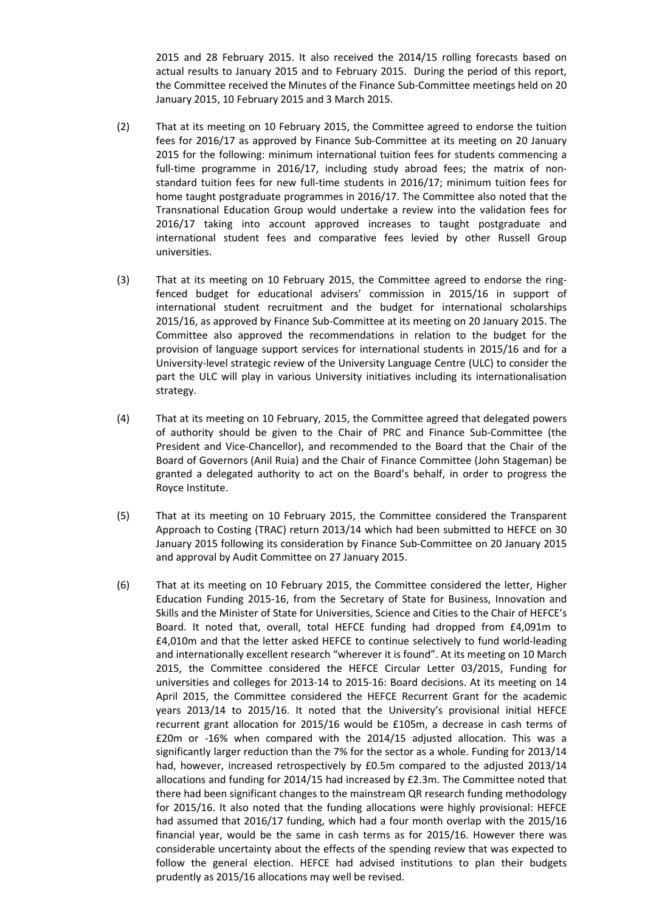2015 and 28 February 2015. It also received the 2014/15 rolling forecasts based on actual results to January 2015 and to February 2015. During the period of this report, the Committee received the Minutes of the Finance Sub-Committee meetings held on 20 January 2015, 10 February 2015 and 3 March 2015.

(2) That at its meeting on 10 February 2015, the Committee agreed to endorse the tuition fees for 2016/17 as approved by Finance Sub-Committee at its meeting on 20 January 2015 for the following: minimum international tuition fees for students commencing a full-time programme in 2016/17, including study abroad fees; the matrix of non-standard tuition fees for new full-time students in 2016/17; minimum tuition fees for home taught postgraduate programmes in 2016/17. The Committee also noted that the Transnational Education Group would undertake a review into the validation fees for 2016/17 taking into account approved increases to taught postgraduate and international student fees and comparative fees levied by other Russell Group universities.

(3) That at its meeting on 10 February 2015, the Committee agreed to endorse the ring-fenced budget for educational advisers' commission in 2015/16 in support of international student recruitment and the budget for international scholarships 2015/16, as approved by Finance Sub-Committee at its meeting on 20 January 2015. The Committee also approved the recommendations in relation to the budget for the provision of language support services for international students in 2015/16 and for a University-level strategic review of the University Language Centre (ULC) to consider the part the ULC will play in various University initiatives including its internationalisation strategy.

(4) That at its meeting on 10 February, 2015, the Committee agreed that delegated powers of authority should be given to the Chair of PRC and Finance Sub-Committee (the President and Vice-Chancellor), and recommended to the Board that the Chair of the Board of Governors (Anil Ruia) and the Chair of Finance Committee (John Stageman) be granted a delegated authority to act on the Board's behalf, in order to progress the Royce Institute.

(5) That at its meeting on 10 February 2015, the Committee considered the Transparent Approach to Costing (TRAC) return 2013/14 which had been submitted to HEFCE on 30 January 2015 following its consideration by Finance Sub-Committee on 20 January 2015 and approval by Audit Committee on 27 January 2015.

(6) That at its meeting on 10 February 2015, the Committee considered the letter, Higher Education Funding 2015-16, from the Secretary of State for Business, Innovation and Skills and the Minister of State for Universities, Science and Cities to the Chair of HEFCE's Board. It noted that, overall, total HEFCE funding had dropped from £4,091m to £4,010m and that the letter asked HEFCE to continue selectively to fund world-leading and internationally excellent research "wherever it is found". At its meeting on 10 March 2015, the Committee considered the HEFCE Circular Letter 03/2015, Funding for universities and colleges for 2013-14 to 2015-16: Board decisions. At its meeting on 14 April 2015, the Committee considered the HEFCE Recurrent Grant for the academic years 2013/14 to 2015/16. It noted that the University's provisional initial HEFCE recurrent grant allocation for 2015/16 would be £105m, a decrease in cash terms of £20m or -16% when compared with the 2014/15 adjusted allocation. This was a significantly larger reduction than the 7% for the sector as a whole. Funding for 2013/14 had, however, increased retrospectively by £0.5m compared to the adjusted 2013/14 allocations and funding for 2014/15 had increased by £2.3m. The Committee noted that there had been significant changes to the mainstream QR research funding methodology for 2015/16. It also noted that the funding allocations were highly provisional: HEFCE had assumed that 2016/17 funding, which had a four month overlap with the 2015/16 financial year, would be the same in cash terms as for 2015/16. However there was considerable uncertainty about the effects of the spending review that was expected to follow the general election. HEFCE had advised institutions to plan their budgets prudently as 2015/16 allocations may well be revised.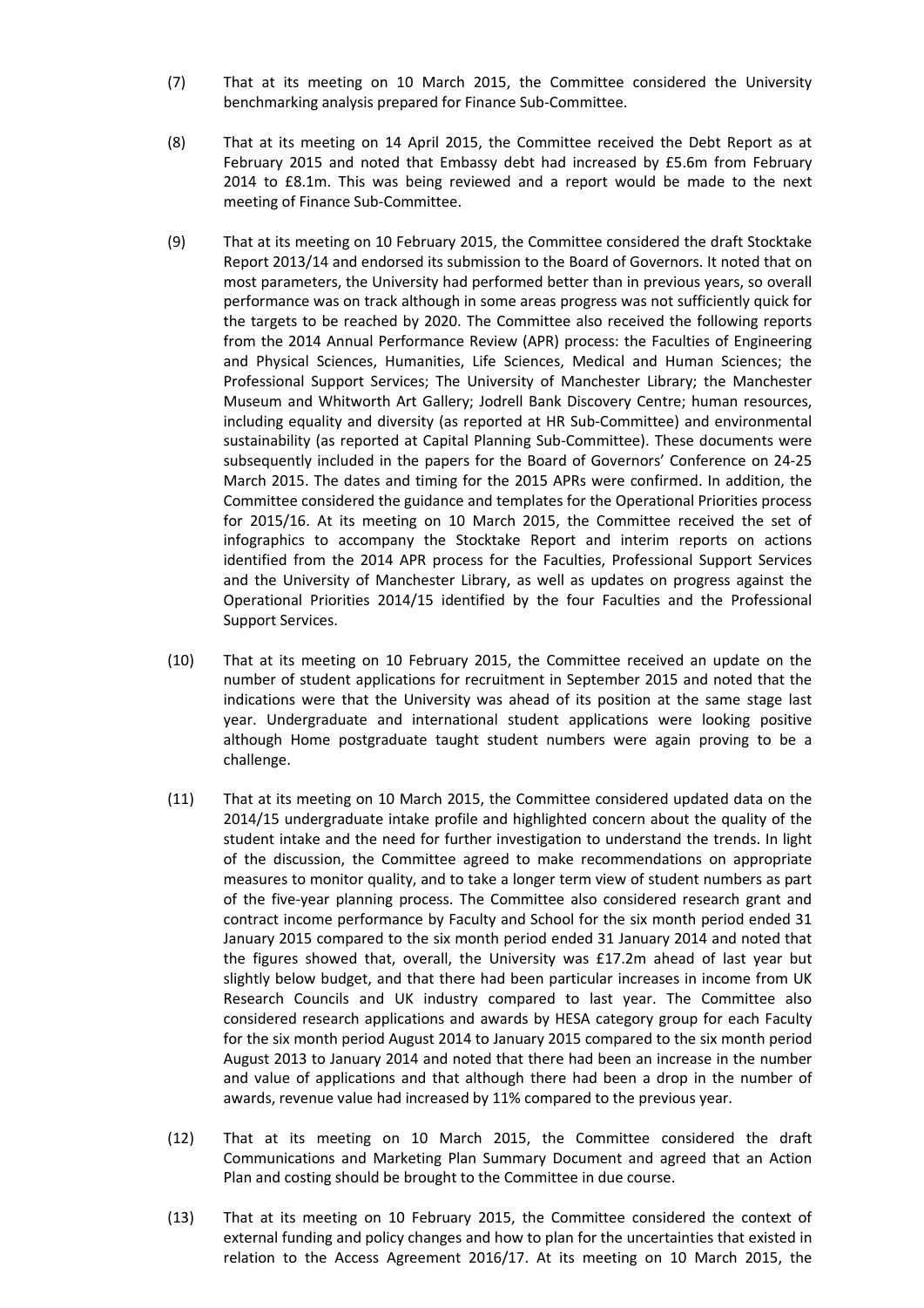(7) That at its meeting on 10 March 2015, the Committee considered the University benchmarking analysis prepared for Finance Sub-Committee.

(8) That at its meeting on 14 April 2015, the Committee received the Debt Report as at February 2015 and noted that Embassy debt had increased by £5.6m from February 2014 to £8.1m. This was being reviewed and a report would be made to the next meeting of Finance Sub-Committee.

(9) That at its meeting on 10 February 2015, the Committee considered the draft Stocktake Report 2013/14 and endorsed its submission to the Board of Governors. It noted that on most parameters, the University had performed better than in previous years, so overall performance was on track although in some areas progress was not sufficiently quick for the targets to be reached by 2020. The Committee also received the following reports from the 2014 Annual Performance Review (APR) process: the Faculties of Engineering and Physical Sciences, Humanities, Life Sciences, Medical and Human Sciences; the Professional Support Services; The University of Manchester Library; the Manchester Museum and Whitworth Art Gallery; Jodrell Bank Discovery Centre; human resources, including equality and diversity (as reported at HR Sub-Committee) and environmental sustainability (as reported at Capital Planning Sub-Committee). These documents were subsequently included in the papers for the Board of Governors' Conference on 24-25 March 2015. The dates and timing for the 2015 APRs were confirmed. In addition, the Committee considered the guidance and templates for the Operational Priorities process for 2015/16. At its meeting on 10 March 2015, the Committee received the set of infographics to accompany the Stocktake Report and interim reports on actions identified from the 2014 APR process for the Faculties, Professional Support Services and the University of Manchester Library, as well as updates on progress against the Operational Priorities 2014/15 identified by the four Faculties and the Professional Support Services.

(10) That at its meeting on 10 February 2015, the Committee received an update on the number of student applications for recruitment in September 2015 and noted that the indications were that the University was ahead of its position at the same stage last year. Undergraduate and international student applications were looking positive although Home postgraduate taught student numbers were again proving to be a challenge.

(11) That at its meeting on 10 March 2015, the Committee considered updated data on the 2014/15 undergraduate intake profile and highlighted concern about the quality of the student intake and the need for further investigation to understand the trends. In light of the discussion, the Committee agreed to make recommendations on appropriate measures to monitor quality, and to take a longer term view of student numbers as part of the five-year planning process. The Committee also considered research grant and contract income performance by Faculty and School for the six month period ended 31 January 2015 compared to the six month period ended 31 January 2014 and noted that the figures showed that, overall, the University was £17.2m ahead of last year but slightly below budget, and that there had been particular increases in income from UK Research Councils and UK industry compared to last year. The Committee also considered research applications and awards by HESA category group for each Faculty for the six month period August 2014 to January 2015 compared to the six month period August 2013 to January 2014 and noted that there had been an increase in the number and value of applications and that although there had been a drop in the number of awards, revenue value had increased by 11% compared to the previous year.

(12) That at its meeting on 10 March 2015, the Committee considered the draft Communications and Marketing Plan Summary Document and agreed that an Action Plan and costing should be brought to the Committee in due course.

(13) That at its meeting on 10 February 2015, the Committee considered the context of external funding and policy changes and how to plan for the uncertainties that existed in relation to the Access Agreement 2016/17. At its meeting on 10 March 2015, the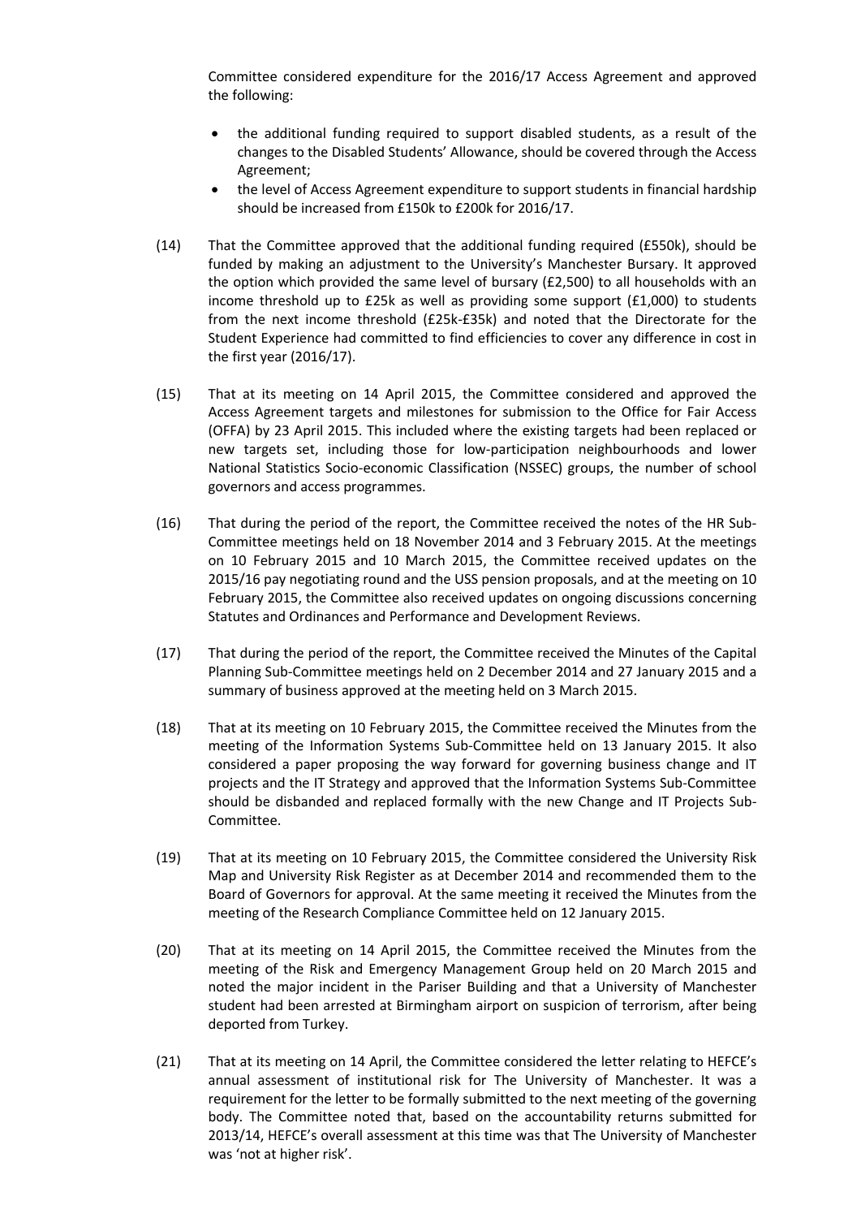Committee considered expenditure for the 2016/17 Access Agreement and approved the following:

- the additional funding required to support disabled students, as a result of the changes to the Disabled Students' Allowance, should be covered through the Access Agreement;
- the level of Access Agreement expenditure to support students in financial hardship should be increased from £150k to £200k for 2016/17.

(14) That the Committee approved that the additional funding required (£550k), should be funded by making an adjustment to the University's Manchester Bursary. It approved the option which provided the same level of bursary (£2,500) to all households with an income threshold up to £25k as well as providing some support (£1,000) to students from the next income threshold (£25k-£35k) and noted that the Directorate for the Student Experience had committed to find efficiencies to cover any difference in cost in the first year (2016/17).

(15) That at its meeting on 14 April 2015, the Committee considered and approved the Access Agreement targets and milestones for submission to the Office for Fair Access (OFFA) by 23 April 2015. This included where the existing targets had been replaced or new targets set, including those for low-participation neighbourhoods and lower National Statistics Socio-economic Classification (NSSEC) groups, the number of school governors and access programmes.

(16) That during the period of the report, the Committee received the notes of the HR Sub-Committee meetings held on 18 November 2014 and 3 February 2015. At the meetings on 10 February 2015 and 10 March 2015, the Committee received updates on the 2015/16 pay negotiating round and the USS pension proposals, and at the meeting on 10 February 2015, the Committee also received updates on ongoing discussions concerning Statutes and Ordinances and Performance and Development Reviews.

(17) That during the period of the report, the Committee received the Minutes of the Capital Planning Sub-Committee meetings held on 2 December 2014 and 27 January 2015 and a summary of business approved at the meeting held on 3 March 2015.

(18) That at its meeting on 10 February 2015, the Committee received the Minutes from the meeting of the Information Systems Sub-Committee held on 13 January 2015. It also considered a paper proposing the way forward for governing business change and IT projects and the IT Strategy and approved that the Information Systems Sub-Committee should be disbanded and replaced formally with the new Change and IT Projects Sub-Committee.

(19) That at its meeting on 10 February 2015, the Committee considered the University Risk Map and University Risk Register as at December 2014 and recommended them to the Board of Governors for approval. At the same meeting it received the Minutes from the meeting of the Research Compliance Committee held on 12 January 2015.

(20) That at its meeting on 14 April 2015, the Committee received the Minutes from the meeting of the Risk and Emergency Management Group held on 20 March 2015 and noted the major incident in the Pariser Building and that a University of Manchester student had been arrested at Birmingham airport on suspicion of terrorism, after being deported from Turkey.

(21) That at its meeting on 14 April, the Committee considered the letter relating to HEFCE's annual assessment of institutional risk for The University of Manchester. It was a requirement for the letter to be formally submitted to the next meeting of the governing body. The Committee noted that, based on the accountability returns submitted for 2013/14, HEFCE's overall assessment at this time was that The University of Manchester was 'not at higher risk'.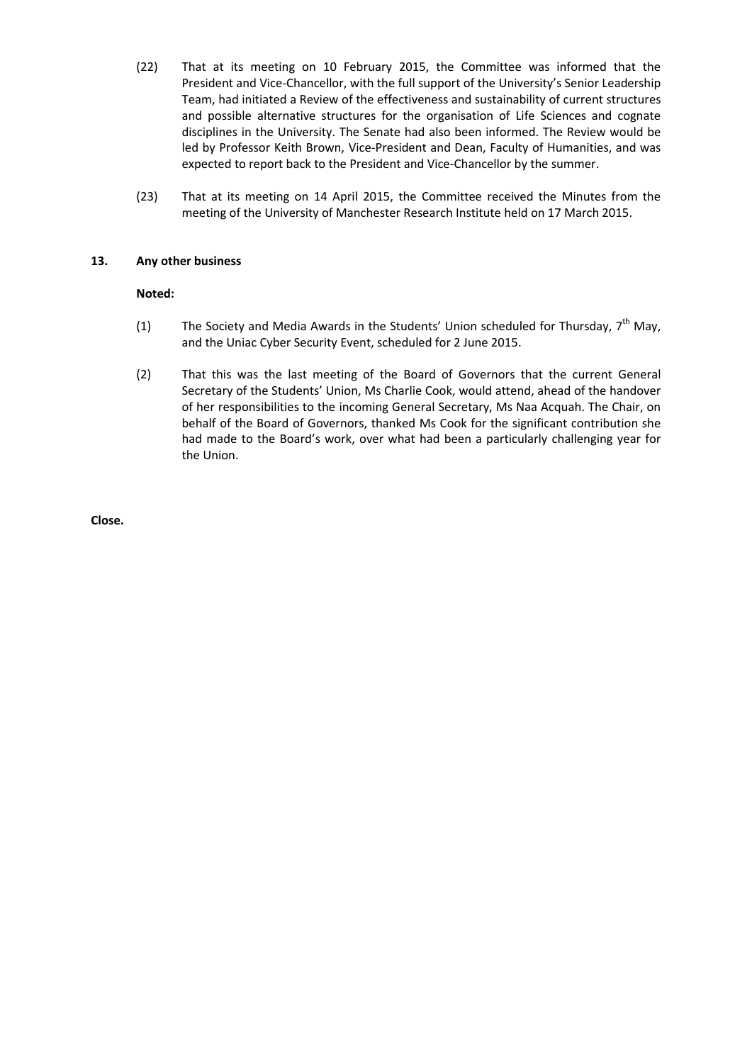(22) That at its meeting on 10 February 2015, the Committee was informed that the President and Vice-Chancellor, with the full support of the University's Senior Leadership Team, had initiated a Review of the effectiveness and sustainability of current structures and possible alternative structures for the organisation of Life Sciences and cognate disciplines in the University. The Senate had also been informed. The Review would be led by Professor Keith Brown, Vice-President and Dean, Faculty of Humanities, and was expected to report back to the President and Vice-Chancellor by the summer.

(23) That at its meeting on 14 April 2015, the Committee received the Minutes from the meeting of the University of Manchester Research Institute held on 17 March 2015.

**13. Any other business**

**Noted:**

(1) The Society and Media Awards in the Students' Union scheduled for Thursday, 7th May, and the Uniac Cyber Security Event, scheduled for 2 June 2015.

(2) That this was the last meeting of the Board of Governors that the current General Secretary of the Students' Union, Ms Charlie Cook, would attend, ahead of the handover of her responsibilities to the incoming General Secretary, Ms Naa Acquah. The Chair, on behalf of the Board of Governors, thanked Ms Cook for the significant contribution she had made to the Board's work, over what had been a particularly challenging year for the Union.

**Close.**